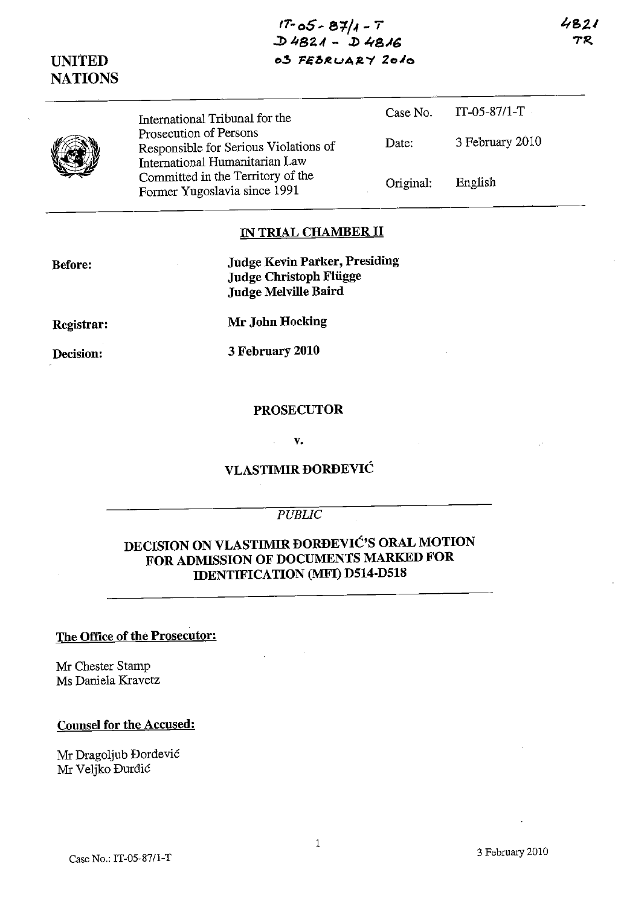IT-05-87/1-T
D4821 - D4816
03 FEBRUARY 2010

4821
TR

UNITED NATIONS

| International Tribunal for the Prosecution of Persons Responsible for Serious Violations of International Humanitarian Law Committed in the Territory of the Former Yugoslavia since 1991 | Case No. | IT-05-87/1-T |
|---|---|---|
| | Date: | 3 February 2010 |
| | Original: | English |

**IN TRIAL CHAMBER II**

**Before:** **Judge Kevin Parker, Presiding**
**Judge Christoph Flügge**
**Judge Melville Baird**

**Registrar:** **Mr John Hocking**

**Decision:** **3 February 2010**

**PROSECUTOR**

**v.**

**VLASTIMIR ĐORĐEVIĆ**

*PUBLIC*

**DECISION ON VLASTIMIR ĐORĐEVIĆ'S ORAL MOTION FOR ADMISSION OF DOCUMENTS MARKED FOR IDENTIFICATION (MFI) D514-D518**

**The Office of the Prosecutor:**

Mr Chester Stamp
Ms Daniela Kravetz

**Counsel for the Accused:**

Mr Dragoljub Đorđević
Mr Veljko Đurđić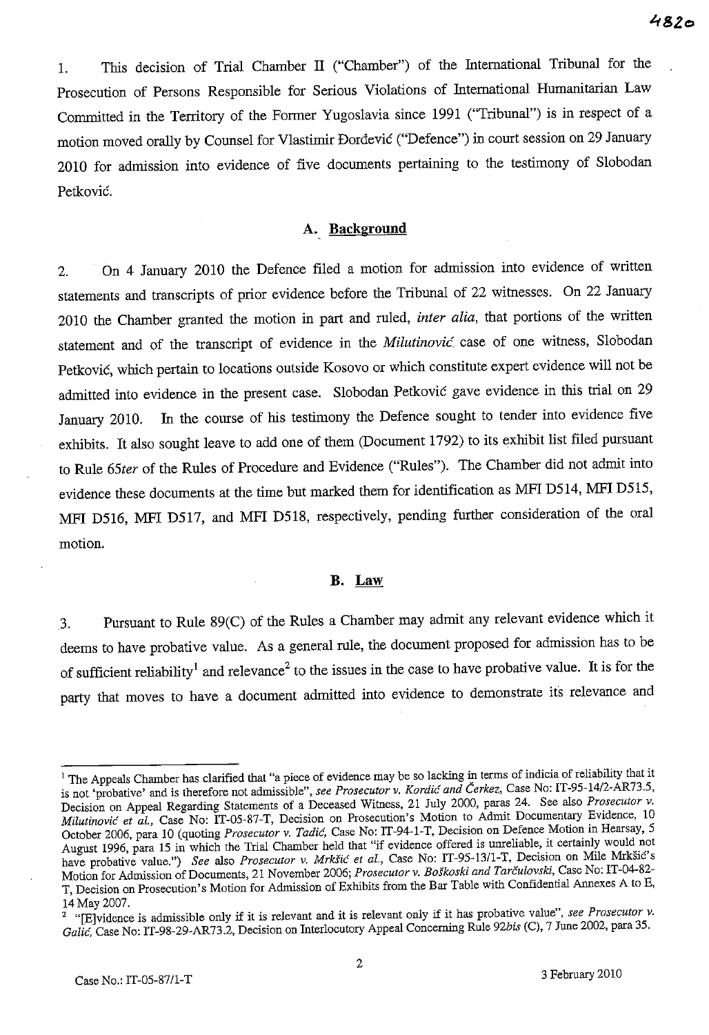1. This decision of Trial Chamber II ("Chamber") of the International Tribunal for the Prosecution of Persons Responsible for Serious Violations of International Humanitarian Law Committed in the Territory of the Former Yugoslavia since 1991 ("Tribunal") is in respect of a motion moved orally by Counsel for Vlastimir Đorđević ("Defence") in court session on 29 January 2010 for admission into evidence of five documents pertaining to the testimony of Slobodan Petković.

## A. Background

2. On 4 January 2010 the Defence filed a motion for admission into evidence of written statements and transcripts of prior evidence before the Tribunal of 22 witnesses. On 22 January 2010 the Chamber granted the motion in part and ruled, *inter alia*, that portions of the written statement and of the transcript of evidence in the *Milutinović* case of one witness, Slobodan Petković, which pertain to locations outside Kosovo or which constitute expert evidence will not be admitted into evidence in the present case. Slobodan Petković gave evidence in this trial on 29 January 2010. In the course of his testimony the Defence sought to tender into evidence five exhibits. It also sought leave to add one of them (Document 1792) to its exhibit list filed pursuant to Rule 65*ter* of the Rules of Procedure and Evidence ("Rules"). The Chamber did not admit into evidence these documents at the time but marked them for identification as MFI D514, MFI D515, MFI D516, MFI D517, and MFI D518, respectively, pending further consideration of the oral motion.

## B. Law

3. Pursuant to Rule 89(C) of the Rules a Chamber may admit any relevant evidence which it deems to have probative value. As a general rule, the document proposed for admission has to be of sufficient reliability[1] and relevance[2] to the issues in the case to have probative value. It is for the party that moves to have a document admitted into evidence to demonstrate its relevance and

---

[1] The Appeals Chamber has clarified that "a piece of evidence may be so lacking in terms of indicia of reliability that it is not 'probative' and is therefore not admissible", *see Prosecutor v. Kordić and Čerkez*, Case No: IT-95-14/2-AR73.5, Decision on Appeal Regarding Statements of a Deceased Witness, 21 July 2000, paras 24. See also *Prosecutor v. Milutinović et al.*, Case No: IT-05-87-T, Decision on Prosecution's Motion to Admit Documentary Evidence, 10 October 2006, para 10 (quoting *Prosecutor v. Tadić*, Case No: IT-94-1-T, Decision on Defence Motion in Hearsay, 5 August 1996, para 15 in which the Trial Chamber held that "if evidence offered is unreliable, it certainly would not have probative value.") *See* also *Prosecutor v. Mrkšić et al.*, Case No: IT-95-13/1-T, Decision on Mile Mrkšić's Motion for Admission of Documents, 21 November 2006; *Prosecutor v. Boškoski and Tarčulovski*, Case No: IT-04-82-T, Decision on Prosecution's Motion for Admission of Exhibits from the Bar Table with Confidential Annexes A to E, 14 May 2007.

[2] "[E]vidence is admissible only if it is relevant and it is relevant only if it has probative value", *see Prosecutor v. Galić*, Case No: IT-98-29-AR73.2, Decision on Interlocutory Appeal Concerning Rule 92*bis* (C), 7 June 2002, para 35.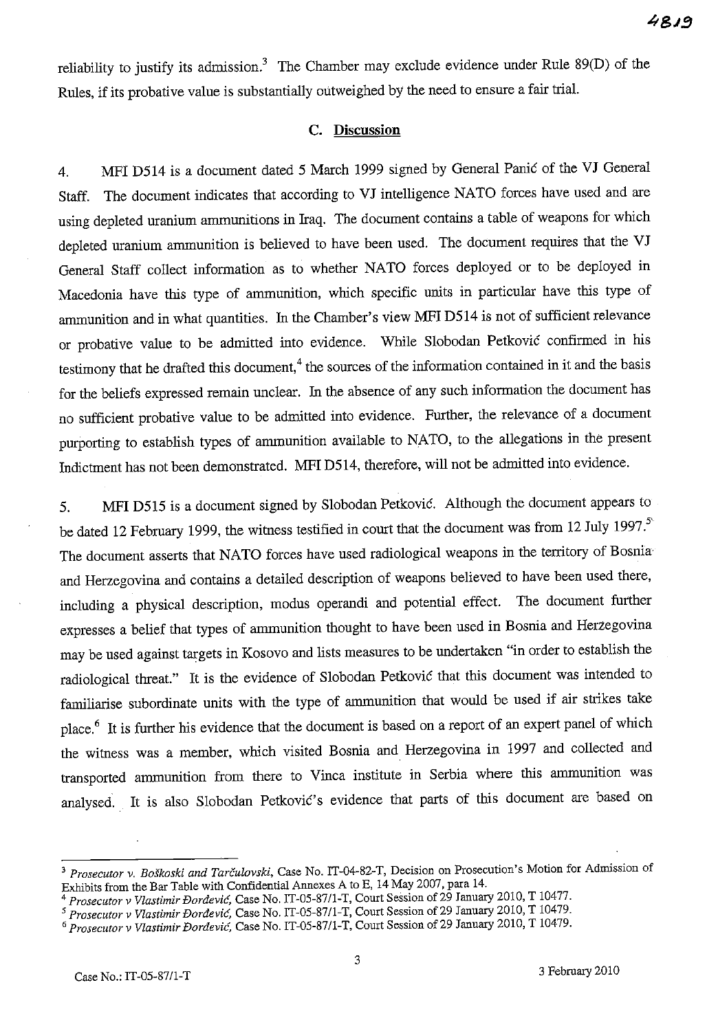reliability to justify its admission.[3] The Chamber may exclude evidence under Rule 89(D) of the Rules, if its probative value is substantially outweighed by the need to ensure a fair trial.

## C. Discussion

4. MFI D514 is a document dated 5 March 1999 signed by General Panić of the VJ General Staff. The document indicates that according to VJ intelligence NATO forces have used and are using depleted uranium ammunitions in Iraq. The document contains a table of weapons for which depleted uranium ammunition is believed to have been used. The document requires that the VJ General Staff collect information as to whether NATO forces deployed or to be deployed in Macedonia have this type of ammunition, which specific units in particular have this type of ammunition and in what quantities. In the Chamber's view MFI D514 is not of sufficient relevance or probative value to be admitted into evidence. While Slobodan Petković confirmed in his testimony that he drafted this document,[4] the sources of the information contained in it and the basis for the beliefs expressed remain unclear. In the absence of any such information the document has no sufficient probative value to be admitted into evidence. Further, the relevance of a document purporting to establish types of ammunition available to NATO, to the allegations in the present Indictment has not been demonstrated. MFI D514, therefore, will not be admitted into evidence.

5. MFI D515 is a document signed by Slobodan Petković. Although the document appears to be dated 12 February 1999, the witness testified in court that the document was from 12 July 1997.[5] The document asserts that NATO forces have used radiological weapons in the territory of Bosnia and Herzegovina and contains a detailed description of weapons believed to have been used there, including a physical description, modus operandi and potential effect. The document further expresses a belief that types of ammunition thought to have been used in Bosnia and Herzegovina may be used against targets in Kosovo and lists measures to be undertaken "in order to establish the radiological threat." It is the evidence of Slobodan Petković that this document was intended to familiarise subordinate units with the type of ammunition that would be used if air strikes take place.[6] It is further his evidence that the document is based on a report of an expert panel of which the witness was a member, which visited Bosnia and Herzegovina in 1997 and collected and transported ammunition from there to Vinca institute in Serbia where this ammunition was analysed. It is also Slobodan Petković's evidence that parts of this document are based on

---

[3] *Prosecutor v. Boškoski and Tarčulovski*, Case No. IT-04-82-T, Decision on Prosecution's Motion for Admission of Exhibits from the Bar Table with Confidential Annexes A to E, 14 May 2007, para 14.

[4] *Prosecutor v Vlastimir Đorđević*, Case No. IT-05-87/1-T, Court Session of 29 January 2010, T 10477.

[5] *Prosecutor v Vlastimir Đorđević*, Case No. IT-05-87/1-T, Court Session of 29 January 2010, T 10479.

[6] *Prosecutor v Vlastimir Đorđević*, Case No. IT-05-87/1-T, Court Session of 29 January 2010, T 10479.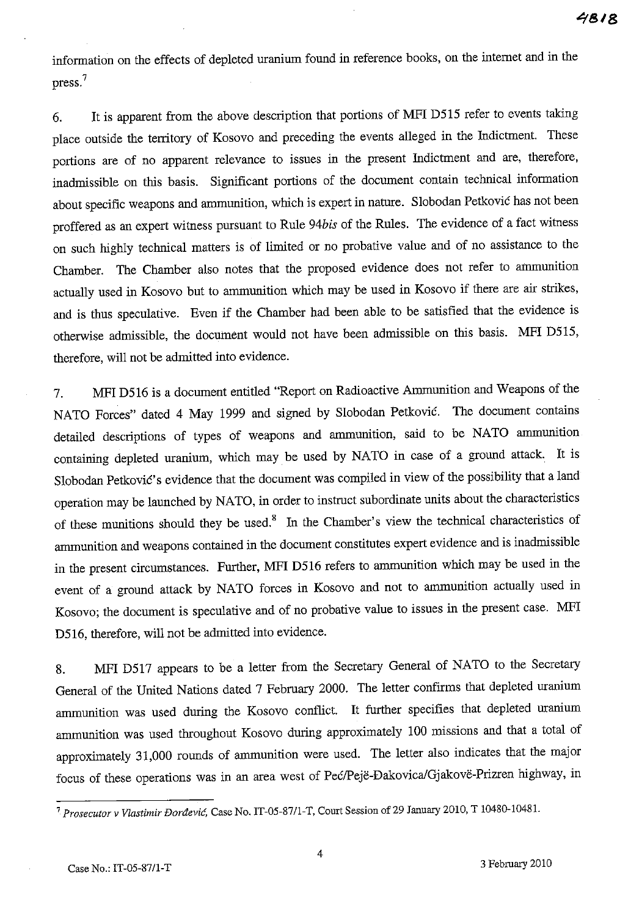information on the effects of depleted uranium found in reference books, on the internet and in the press.[7]

6. It is apparent from the above description that portions of MFI D515 refer to events taking place outside the territory of Kosovo and preceding the events alleged in the Indictment. These portions are of no apparent relevance to issues in the present Indictment and are, therefore, inadmissible on this basis. Significant portions of the document contain technical information about specific weapons and ammunition, which is expert in nature. Slobodan Petković has not been proffered as an expert witness pursuant to Rule 94*bis* of the Rules. The evidence of a fact witness on such highly technical matters is of limited or no probative value and of no assistance to the Chamber. The Chamber also notes that the proposed evidence does not refer to ammunition actually used in Kosovo but to ammunition which may be used in Kosovo if there are air strikes, and is thus speculative. Even if the Chamber had been able to be satisfied that the evidence is otherwise admissible, the document would not have been admissible on this basis. MFI D515, therefore, will not be admitted into evidence.

7. MFI D516 is a document entitled "Report on Radioactive Ammunition and Weapons of the NATO Forces" dated 4 May 1999 and signed by Slobodan Petković. The document contains detailed descriptions of types of weapons and ammunition, said to be NATO ammunition containing depleted uranium, which may be used by NATO in case of a ground attack. It is Slobodan Petković's evidence that the document was compiled in view of the possibility that a land operation may be launched by NATO, in order to instruct subordinate units about the characteristics of these munitions should they be used.[8] In the Chamber's view the technical characteristics of ammunition and weapons contained in the document constitutes expert evidence and is inadmissible in the present circumstances. Further, MFI D516 refers to ammunition which may be used in the event of a ground attack by NATO forces in Kosovo and not to ammunition actually used in Kosovo; the document is speculative and of no probative value to issues in the present case. MFI D516, therefore, will not be admitted into evidence.

8. MFI D517 appears to be a letter from the Secretary General of NATO to the Secretary General of the United Nations dated 7 February 2000. The letter confirms that depleted uranium ammunition was used during the Kosovo conflict. It further specifies that depleted uranium ammunition was used throughout Kosovo during approximately 100 missions and that a total of approximately 31,000 rounds of ammunition were used. The letter also indicates that the major focus of these operations was in an area west of Peć/Pejë-Đakovica/Gjakovë-Prizren highway, in

---

[7] *Prosecutor v Vlastimir Đorđević*, Case No. IT-05-87/1-T, Court Session of 29 January 2010, T 10480-10481.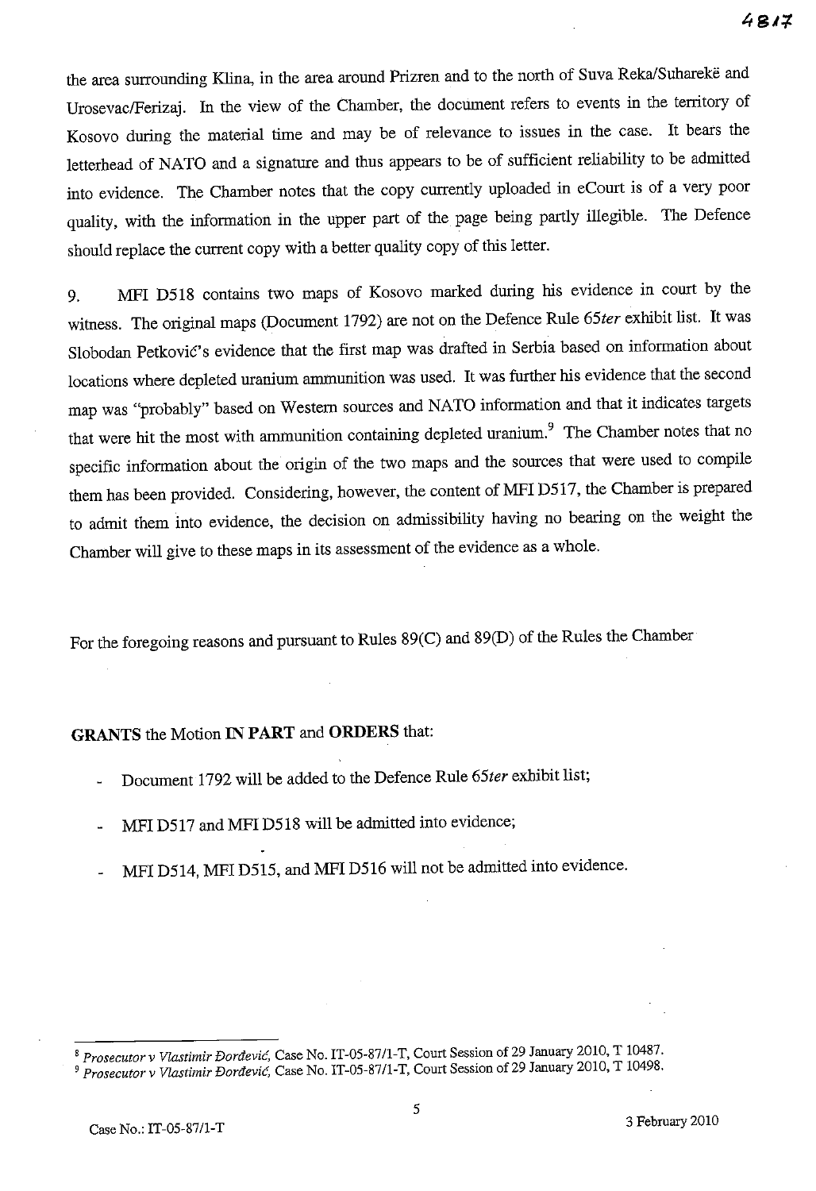the area surrounding Klina, in the area around Prizren and to the north of Suva Reka/Suharekë and Urosevac/Ferizaj. In the view of the Chamber, the document refers to events in the territory of Kosovo during the material time and may be of relevance to issues in the case. It bears the letterhead of NATO and a signature and thus appears to be of sufficient reliability to be admitted into evidence. The Chamber notes that the copy currently uploaded in eCourt is of a very poor quality, with the information in the upper part of the page being partly illegible. The Defence should replace the current copy with a better quality copy of this letter.

9. MFI D518 contains two maps of Kosovo marked during his evidence in court by the witness. The original maps (Document 1792) are not on the Defence Rule 65*ter* exhibit list. It was Slobodan Petković's evidence that the first map was drafted in Serbia based on information about locations where depleted uranium ammunition was used. It was further his evidence that the second map was "probably" based on Western sources and NATO information and that it indicates targets that were hit the most with ammunition containing depleted uranium.[9] The Chamber notes that no specific information about the origin of the two maps and the sources that were used to compile them has been provided. Considering, however, the content of MFI D517, the Chamber is prepared to admit them into evidence, the decision on admissibility having no bearing on the weight the Chamber will give to these maps in its assessment of the evidence as a whole.

For the foregoing reasons and pursuant to Rules 89(C) and 89(D) of the Rules the Chamber

**GRANTS** the Motion **IN PART** and **ORDERS** that:

- Document 1792 will be added to the Defence Rule 65*ter* exhibit list;
- MFI D517 and MFI D518 will be admitted into evidence;
- MFI D514, MFI D515, and MFI D516 will not be admitted into evidence.

---

[8] *Prosecutor v Vlastimir Đorđević*, Case No. IT-05-87/1-T, Court Session of 29 January 2010, T 10487.

[9] *Prosecutor v Vlastimir Đorđević*, Case No. IT-05-87/1-T, Court Session of 29 January 2010, T 10498.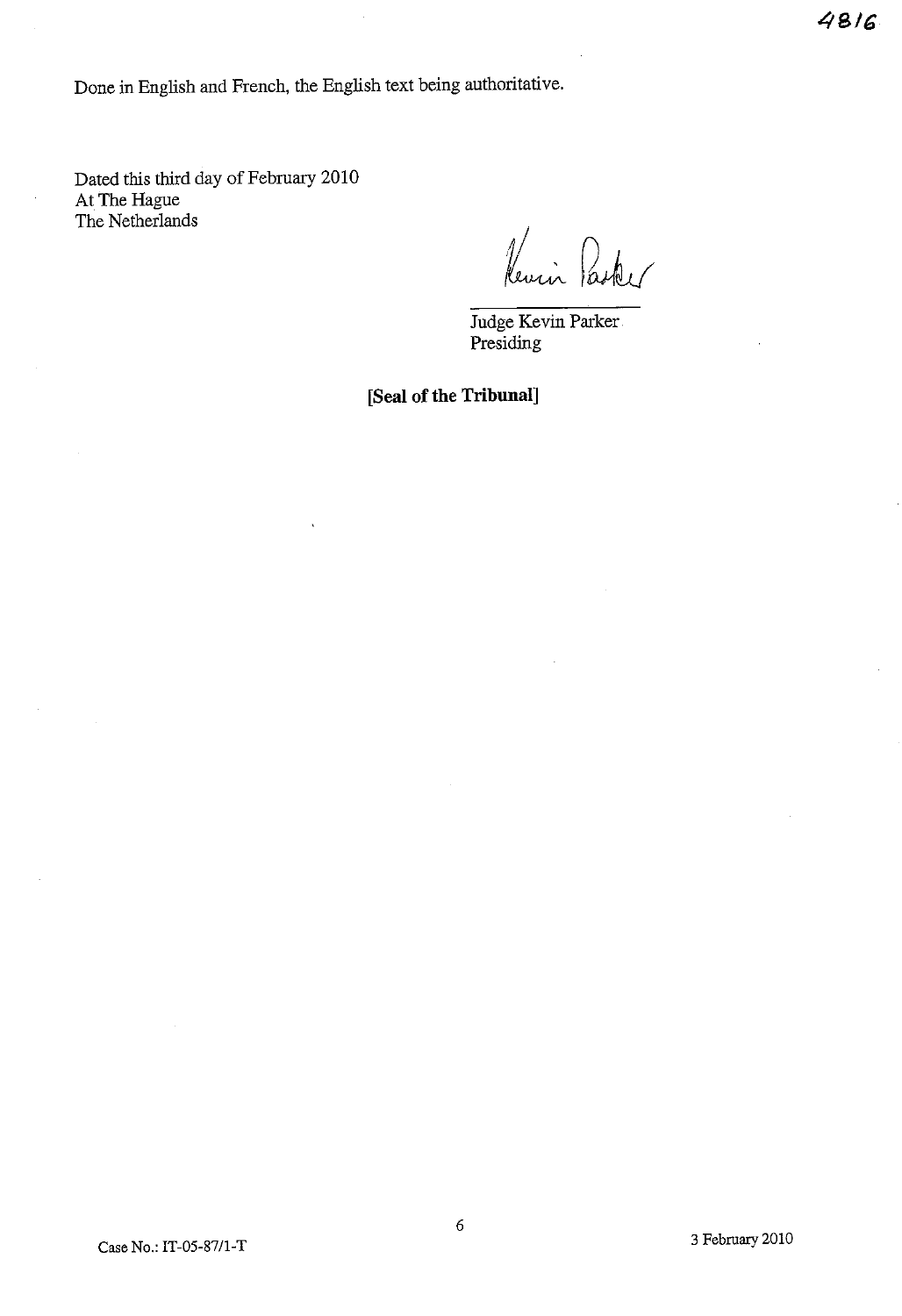Done in English and French, the English text being authoritative.

Dated this third day of February 2010
At The Hague
The Netherlands

Judge Kevin Parker
Presiding

**[Seal of the Tribunal]**